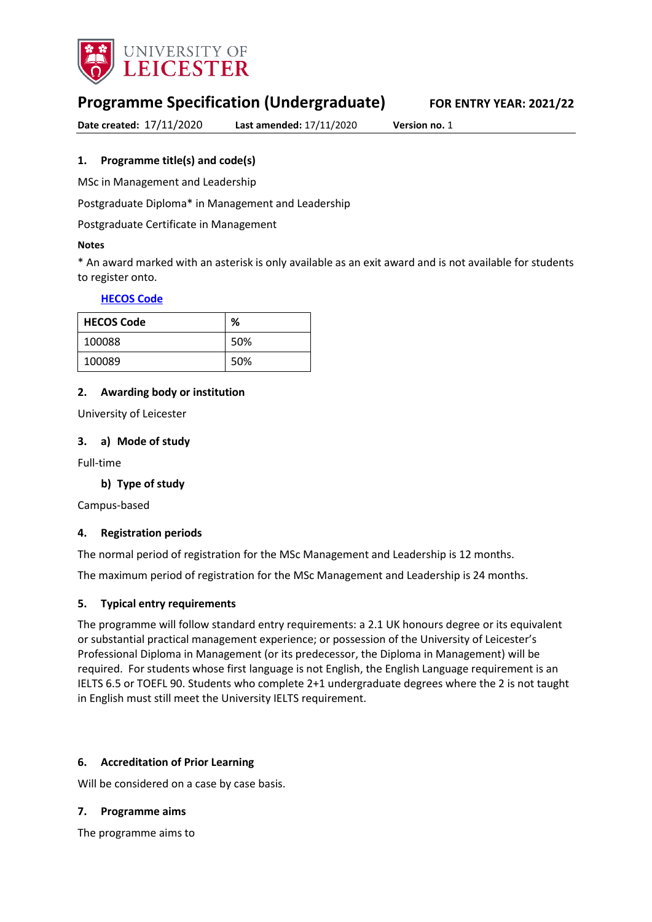UNIVERSITY OF LEICESTER

# Programme Specification (Undergraduate)

**FOR ENTRY YEAR: 2021/22**

**Date created:** 17/11/2020 **Last amended:** 17/11/2020 **Version no.** 1

## 1. Programme title(s) and code(s)

MSc in Management and Leadership

Postgraduate Diploma* in Management and Leadership

Postgraduate Certificate in Management

**Notes**

* An award marked with an asterisk is only available as an exit award and is not available for students to register onto.

**HECOS Code**

| HECOS Code | % |
|---|---|
| 100088 | 50% |
| 100089 | 50% |

## 2. Awarding body or institution

University of Leicester

## 3. a) Mode of study

Full-time

### b) Type of study

Campus-based

## 4. Registration periods

The normal period of registration for the MSc Management and Leadership is 12 months.

The maximum period of registration for the MSc Management and Leadership is 24 months.

## 5. Typical entry requirements

The programme will follow standard entry requirements: a 2.1 UK honours degree or its equivalent or substantial practical management experience; or possession of the University of Leicester's Professional Diploma in Management (or its predecessor, the Diploma in Management) will be required. For students whose first language is not English, the English Language requirement is an IELTS 6.5 or TOEFL 90. Students who complete 2+1 undergraduate degrees where the 2 is not taught in English must still meet the University IELTS requirement.

## 6. Accreditation of Prior Learning

Will be considered on a case by case basis.

## 7. Programme aims

The programme aims to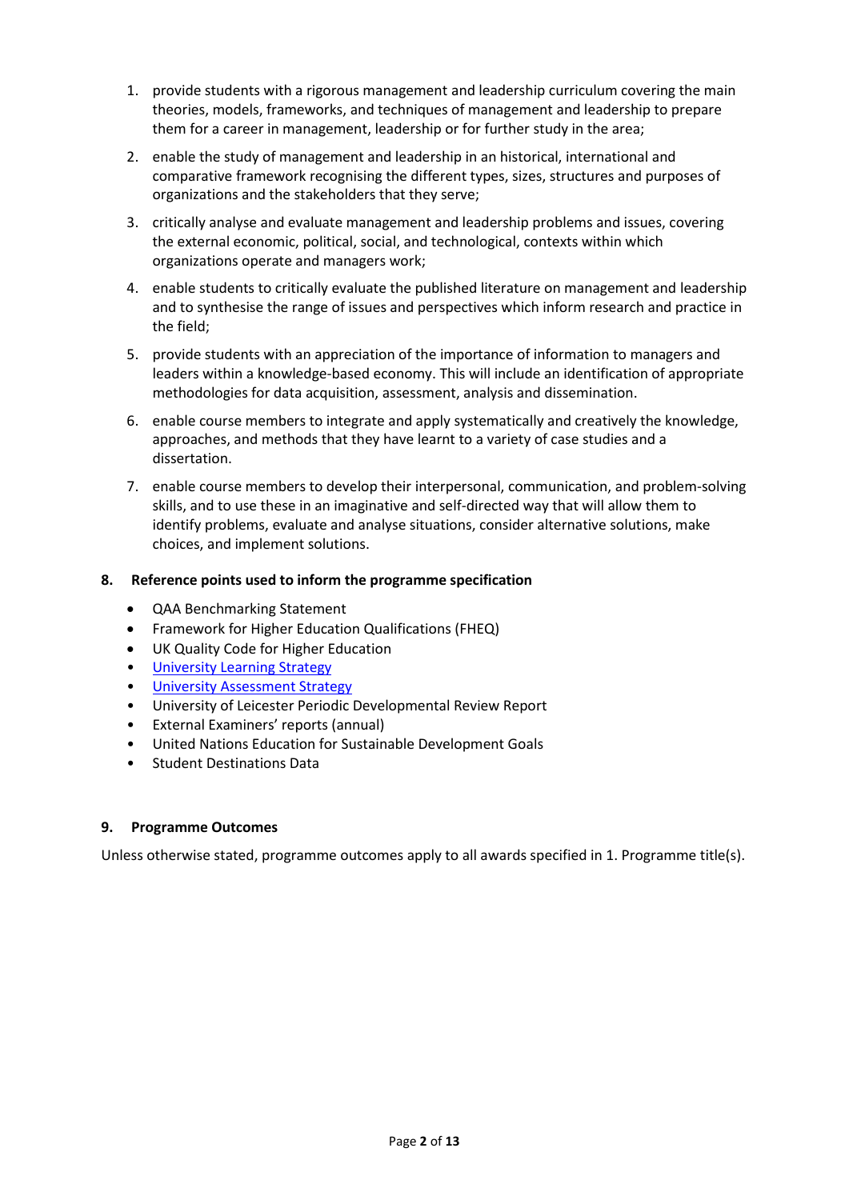1. provide students with a rigorous management and leadership curriculum covering the main theories, models, frameworks, and techniques of management and leadership to prepare them for a career in management, leadership or for further study in the area;
2. enable the study of management and leadership in an historical, international and comparative framework recognising the different types, sizes, structures and purposes of organizations and the stakeholders that they serve;
3. critically analyse and evaluate management and leadership problems and issues, covering the external economic, political, social, and technological, contexts within which organizations operate and managers work;
4. enable students to critically evaluate the published literature on management and leadership and to synthesise the range of issues and perspectives which inform research and practice in the field;
5. provide students with an appreciation of the importance of information to managers and leaders within a knowledge-based economy. This will include an identification of appropriate methodologies for data acquisition, assessment, analysis and dissemination.
6. enable course members to integrate and apply systematically and creatively the knowledge, approaches, and methods that they have learnt to a variety of case studies and a dissertation.
7. enable course members to develop their interpersonal, communication, and problem-solving skills, and to use these in an imaginative and self-directed way that will allow them to identify problems, evaluate and analyse situations, consider alternative solutions, make choices, and implement solutions.

## 8. Reference points used to inform the programme specification

- QAA Benchmarking Statement
- Framework for Higher Education Qualifications (FHEQ)
- UK Quality Code for Higher Education
- University Learning Strategy
- University Assessment Strategy
- University of Leicester Periodic Developmental Review Report
- External Examiners' reports (annual)
- United Nations Education for Sustainable Development Goals
- Student Destinations Data

## 9. Programme Outcomes

Unless otherwise stated, programme outcomes apply to all awards specified in 1. Programme title(s).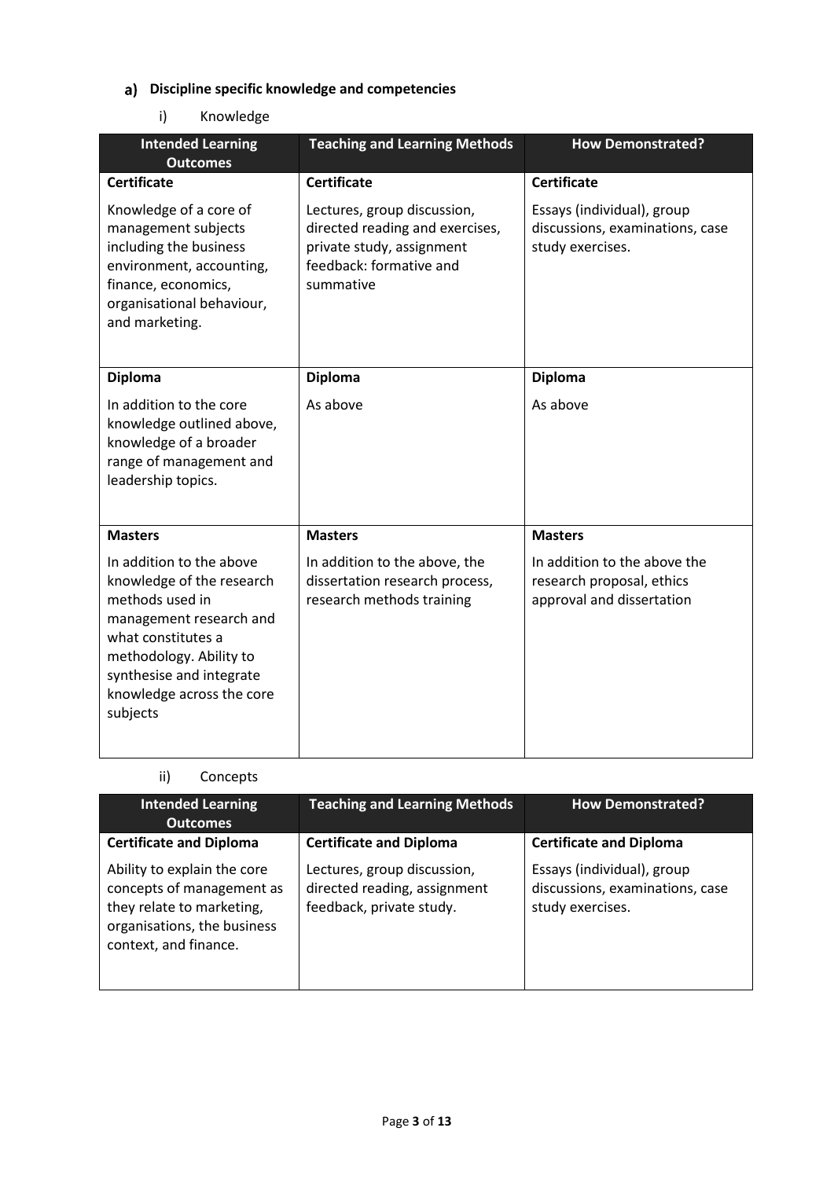## a) Discipline specific knowledge and competencies

### i) Knowledge

| Intended Learning Outcomes | Teaching and Learning Methods | How Demonstrated? |
|---|---|---|
| **Certificate** | **Certificate** | **Certificate** |
| Knowledge of a core of management subjects including the business environment, accounting, finance, economics, organisational behaviour, and marketing. | Lectures, group discussion, directed reading and exercises, private study, assignment feedback: formative and summative | Essays (individual), group discussions, examinations, case study exercises. |
| **Diploma** | **Diploma** | **Diploma** |
| In addition to the core knowledge outlined above, knowledge of a broader range of management and leadership topics. | As above | As above |
| **Masters** | **Masters** | **Masters** |
| In addition to the above knowledge of the research methods used in management research and what constitutes a methodology. Ability to synthesise and integrate knowledge across the core subjects | In addition to the above, the dissertation research process, research methods training | In addition to the above the research proposal, ethics approval and dissertation |

### ii) Concepts

| Intended Learning Outcomes | Teaching and Learning Methods | How Demonstrated? |
|---|---|---|
| **Certificate and Diploma** | **Certificate and Diploma** | **Certificate and Diploma** |
| Ability to explain the core concepts of management as they relate to marketing, organisations, the business context, and finance. | Lectures, group discussion, directed reading, assignment feedback, private study. | Essays (individual), group discussions, examinations, case study exercises. |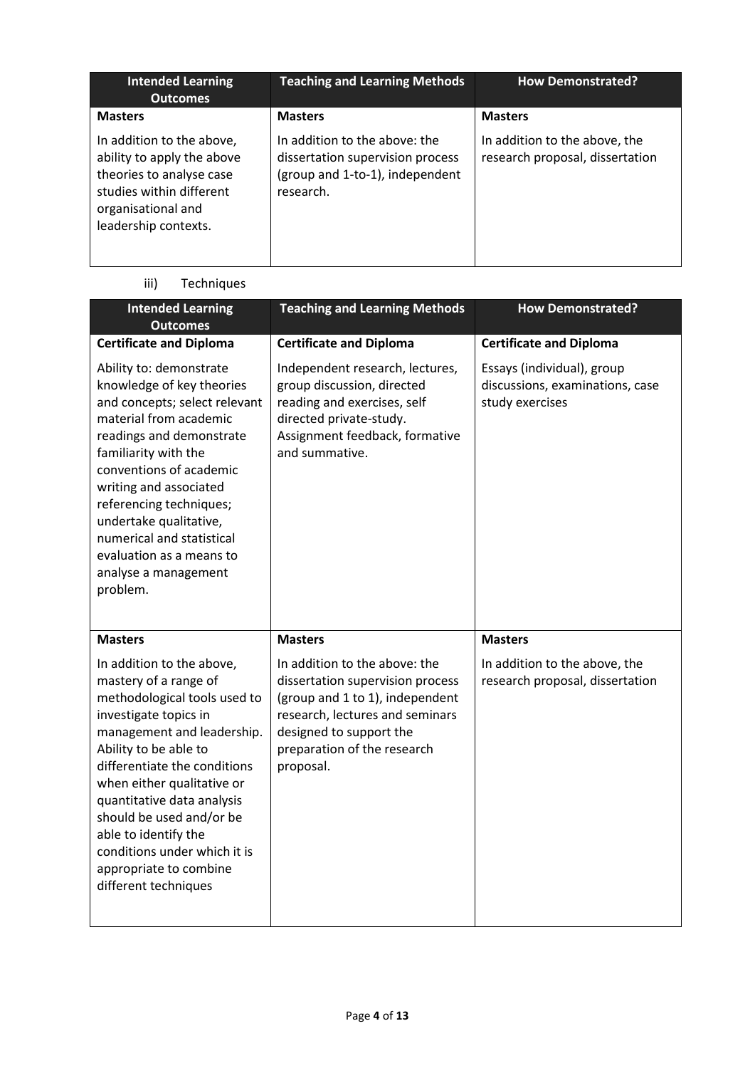| Intended Learning Outcomes | Teaching and Learning Methods | How Demonstrated? |
| --- | --- | --- |
| **Masters** | **Masters** | **Masters** |
| In addition to the above, ability to apply the above theories to analyse case studies within different organisational and leadership contexts. | In addition to the above: the dissertation supervision process (group and 1-to-1), independent research. | In addition to the above, the research proposal, dissertation |

iii) Techniques

| Intended Learning Outcomes | Teaching and Learning Methods | How Demonstrated? |
| --- | --- | --- |
| **Certificate and Diploma** | **Certificate and Diploma** | **Certificate and Diploma** |
| Ability to: demonstrate knowledge of key theories and concepts; select relevant material from academic readings and demonstrate familiarity with the conventions of academic writing and associated referencing techniques; undertake qualitative, numerical and statistical evaluation as a means to analyse a management problem. | Independent research, lectures, group discussion, directed reading and exercises, self directed private-study. Assignment feedback, formative and summative. | Essays (individual), group discussions, examinations, case study exercises |
| **Masters** | **Masters** | **Masters** |
| In addition to the above, mastery of a range of methodological tools used to investigate topics in management and leadership. Ability to be able to differentiate the conditions when either qualitative or quantitative data analysis should be used and/or be able to identify the conditions under which it is appropriate to combine different techniques | In addition to the above: the dissertation supervision process (group and 1 to 1), independent research, lectures and seminars designed to support the preparation of the research proposal. | In addition to the above, the research proposal, dissertation |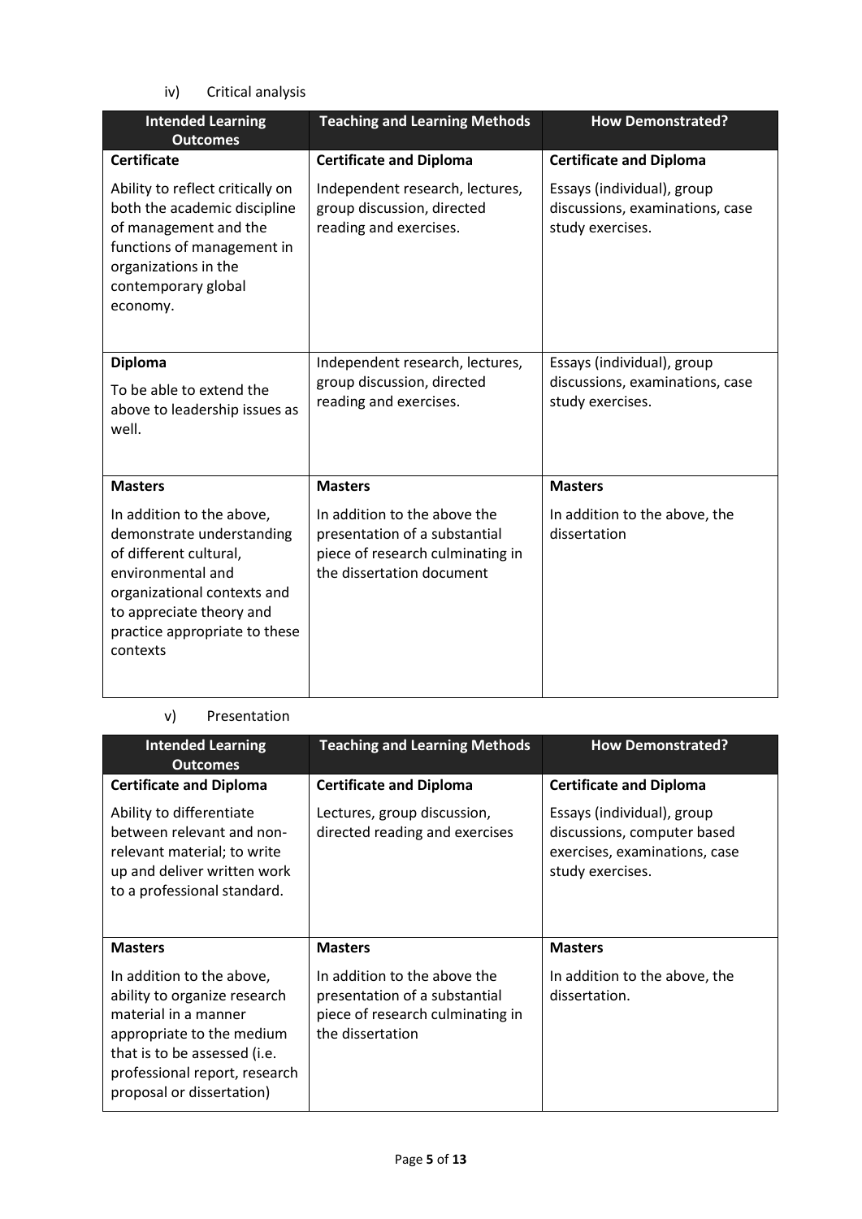iv) Critical analysis

| Intended Learning Outcomes | Teaching and Learning Methods | How Demonstrated? |
| --- | --- | --- |
| **Certificate**<br><br>Ability to reflect critically on both the academic discipline of management and the functions of management in organizations in the contemporary global economy. | **Certificate and Diploma**<br><br>Independent research, lectures, group discussion, directed reading and exercises. | **Certificate and Diploma**<br><br>Essays (individual), group discussions, examinations, case study exercises. |
| **Diploma**<br><br>To be able to extend the above to leadership issues as well. | Independent research, lectures, group discussion, directed reading and exercises. | Essays (individual), group discussions, examinations, case study exercises. |
| **Masters**<br><br>In addition to the above, demonstrate understanding of different cultural, environmental and organizational contexts and to appreciate theory and practice appropriate to these contexts | **Masters**<br><br>In addition to the above the presentation of a substantial piece of research culminating in the dissertation document | **Masters**<br><br>In addition to the above, the dissertation |

v) Presentation

| Intended Learning Outcomes | Teaching and Learning Methods | How Demonstrated? |
| --- | --- | --- |
| **Certificate and Diploma**<br><br>Ability to differentiate between relevant and non-relevant material; to write up and deliver written work to a professional standard. | **Certificate and Diploma**<br><br>Lectures, group discussion, directed reading and exercises | **Certificate and Diploma**<br><br>Essays (individual), group discussions, computer based exercises, examinations, case study exercises. |
| **Masters**<br><br>In addition to the above, ability to organize research material in a manner appropriate to the medium that is to be assessed (i.e. professional report, research proposal or dissertation) | **Masters**<br><br>In addition to the above the presentation of a substantial piece of research culminating in the dissertation | **Masters**<br><br>In addition to the above, the dissertation. |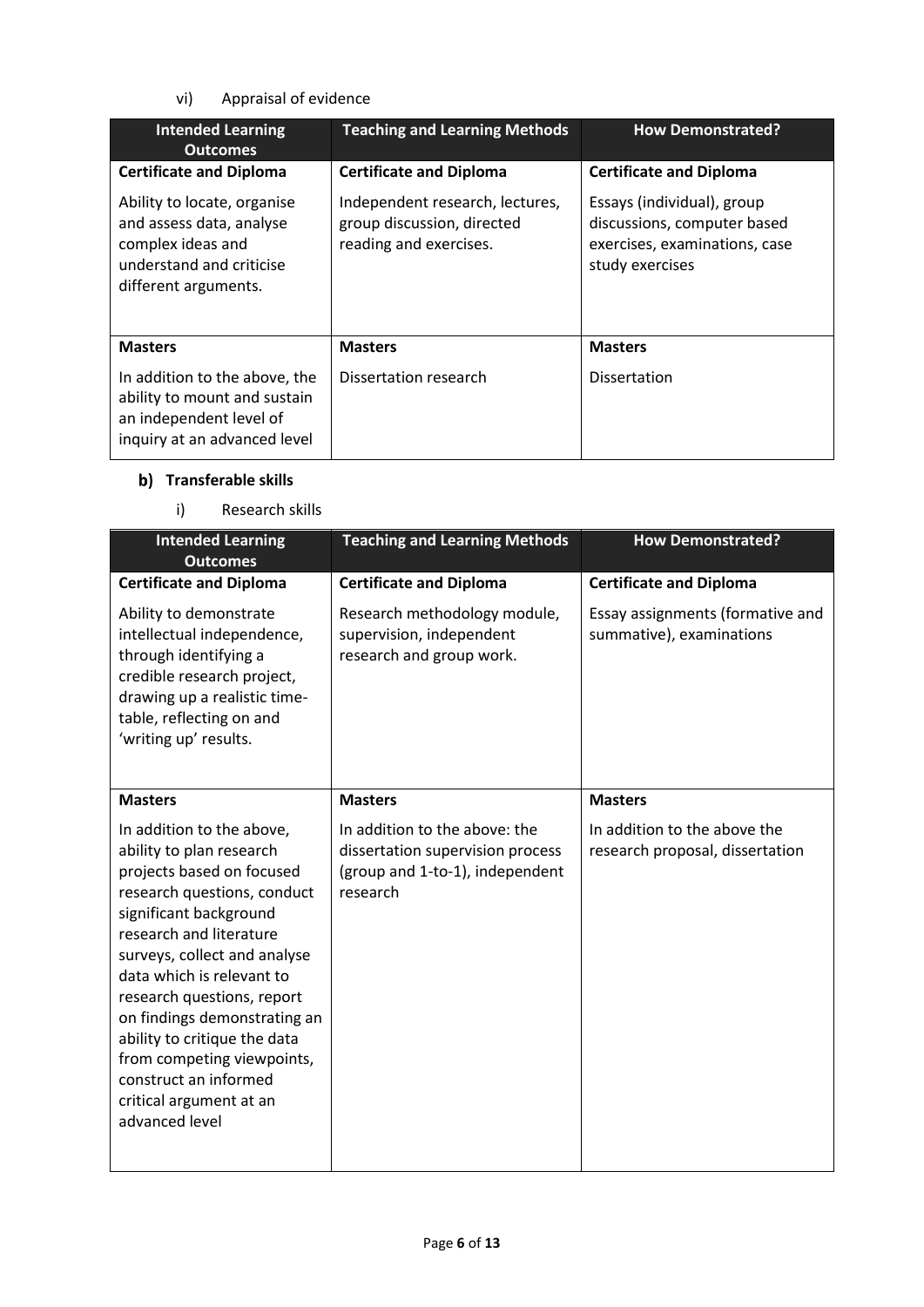vi) Appraisal of evidence

| Intended Learning Outcomes | Teaching and Learning Methods | How Demonstrated? |
|---|---|---|
| **Certificate and Diploma** | **Certificate and Diploma** | **Certificate and Diploma** |
| Ability to locate, organise and assess data, analyse complex ideas and understand and criticise different arguments. | Independent research, lectures, group discussion, directed reading and exercises. | Essays (individual), group discussions, computer based exercises, examinations, case study exercises |
| **Masters** | **Masters** | **Masters** |
| In addition to the above, the ability to mount and sustain an independent level of inquiry at an advanced level | Dissertation research | Dissertation |

### b) Transferable skills

i) Research skills

| Intended Learning Outcomes | Teaching and Learning Methods | How Demonstrated? |
|---|---|---|
| **Certificate and Diploma** | **Certificate and Diploma** | **Certificate and Diploma** |
| Ability to demonstrate intellectual independence, through identifying a credible research project, drawing up a realistic time-table, reflecting on and 'writing up' results. | Research methodology module, supervision, independent research and group work. | Essay assignments (formative and summative), examinations |
| **Masters** | **Masters** | **Masters** |
| In addition to the above, ability to plan research projects based on focused research questions, conduct significant background research and literature surveys, collect and analyse data which is relevant to research questions, report on findings demonstrating an ability to critique the data from competing viewpoints, construct an informed critical argument at an advanced level | In addition to the above: the dissertation supervision process (group and 1-to-1), independent research | In addition to the above the research proposal, dissertation |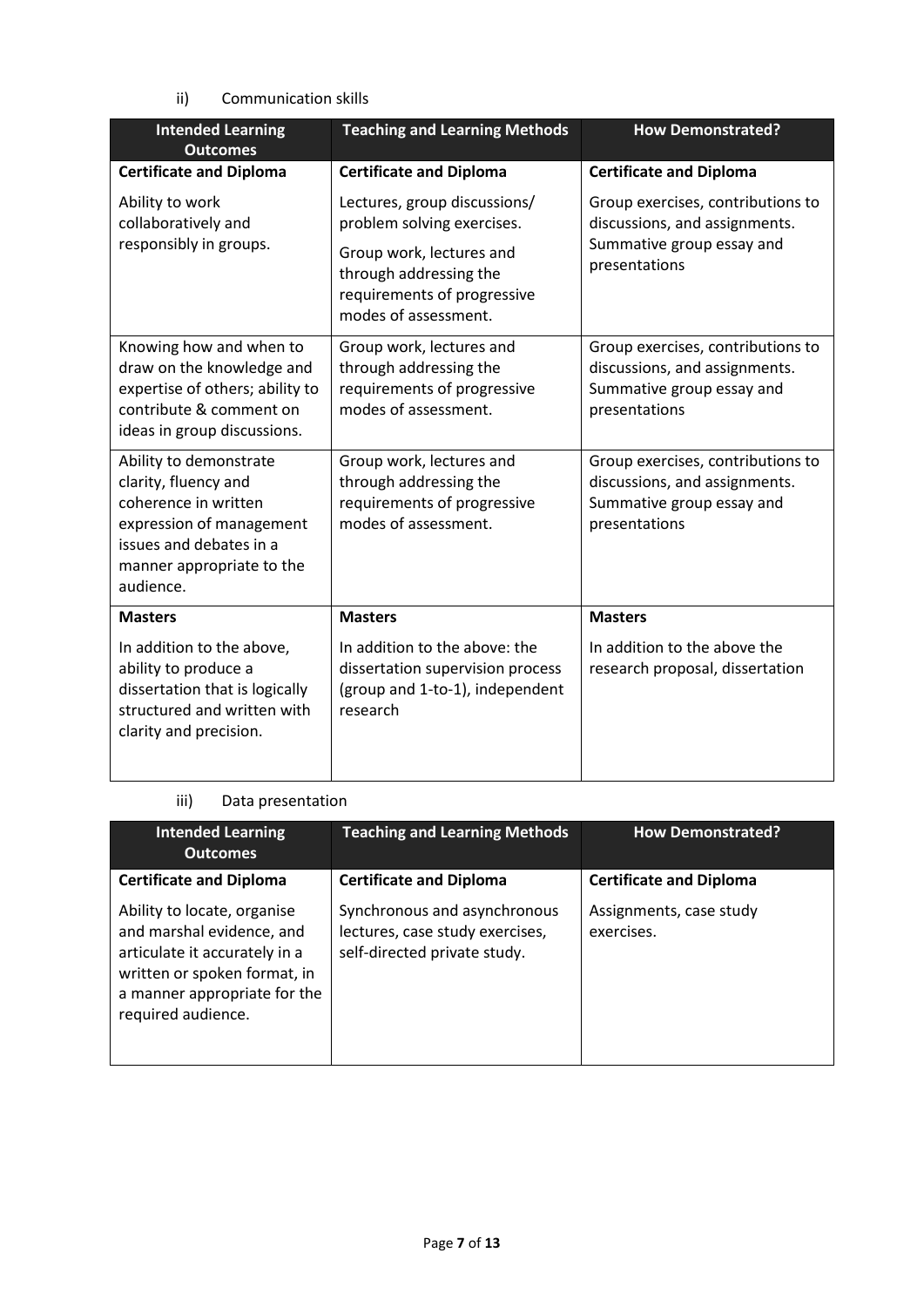ii) Communication skills

| Intended Learning Outcomes | Teaching and Learning Methods | How Demonstrated? |
|---|---|---|
| **Certificate and Diploma** | **Certificate and Diploma** | **Certificate and Diploma** |
| Ability to work collaboratively and responsibly in groups. | Lectures, group discussions/ problem solving exercises. Group work, lectures and through addressing the requirements of progressive modes of assessment. | Group exercises, contributions to discussions, and assignments. Summative group essay and presentations |
| Knowing how and when to draw on the knowledge and expertise of others; ability to contribute & comment on ideas in group discussions. | Group work, lectures and through addressing the requirements of progressive modes of assessment. | Group exercises, contributions to discussions, and assignments. Summative group essay and presentations |
| Ability to demonstrate clarity, fluency and coherence in written expression of management issues and debates in a manner appropriate to the audience. | Group work, lectures and through addressing the requirements of progressive modes of assessment. | Group exercises, contributions to discussions, and assignments. Summative group essay and presentations |
| **Masters** | **Masters** | **Masters** |
| In addition to the above, ability to produce a dissertation that is logically structured and written with clarity and precision. | In addition to the above: the dissertation supervision process (group and 1-to-1), independent research | In addition to the above the research proposal, dissertation |

iii) Data presentation

| Intended Learning Outcomes | Teaching and Learning Methods | How Demonstrated? |
|---|---|---|
| **Certificate and Diploma** | **Certificate and Diploma** | **Certificate and Diploma** |
| Ability to locate, organise and marshal evidence, and articulate it accurately in a written or spoken format, in a manner appropriate for the required audience. | Synchronous and asynchronous lectures, case study exercises, self-directed private study. | Assignments, case study exercises. |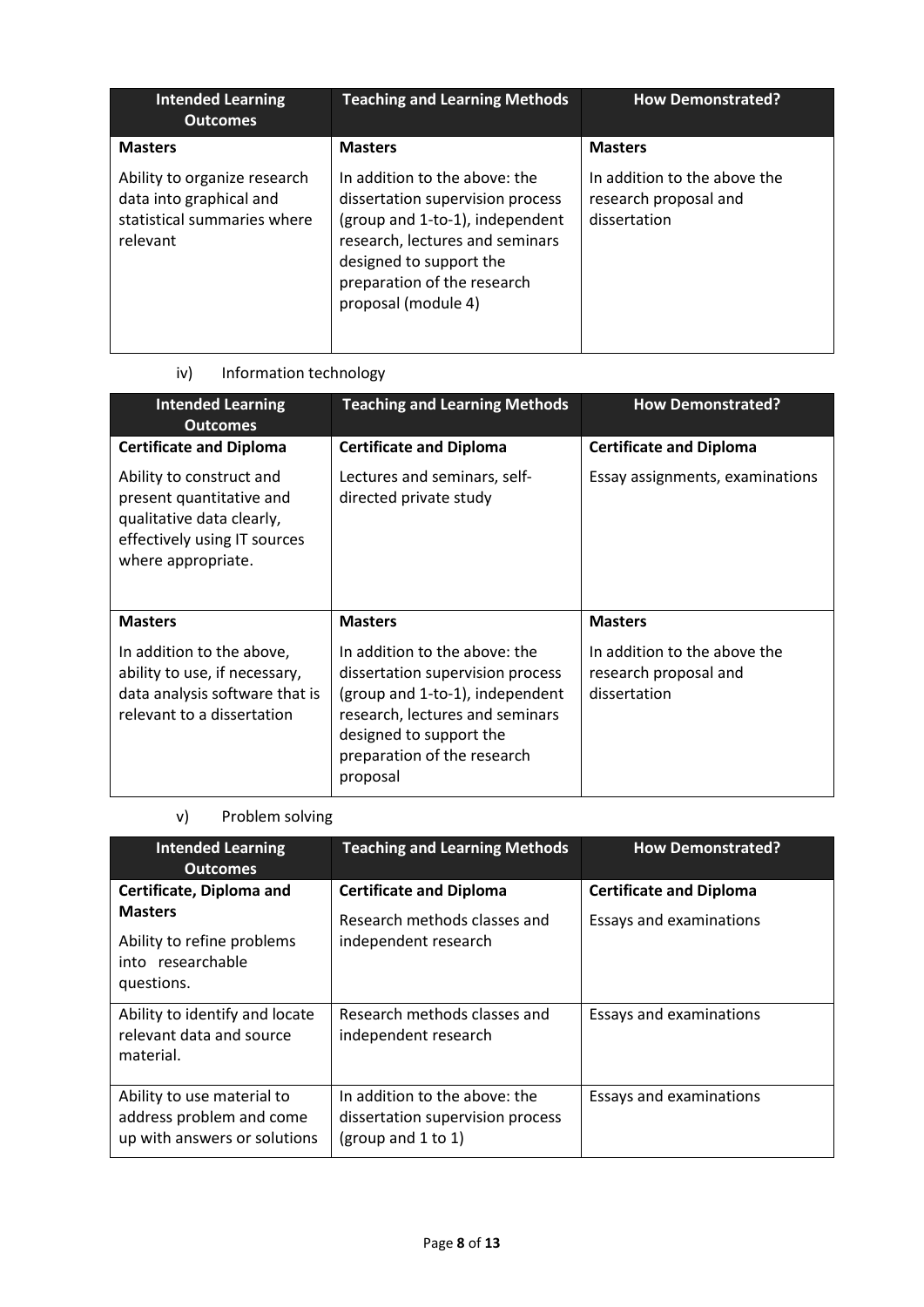| Intended Learning Outcomes | Teaching and Learning Methods | How Demonstrated? |
|---|---|---|
| **Masters** | **Masters** | **Masters** |
| Ability to organize research data into graphical and statistical summaries where relevant | In addition to the above: the dissertation supervision process (group and 1-to-1), independent research, lectures and seminars designed to support the preparation of the research proposal (module 4) | In addition to the above the research proposal and dissertation |

iv) Information technology

| Intended Learning Outcomes | Teaching and Learning Methods | How Demonstrated? |
|---|---|---|
| **Certificate and Diploma** | **Certificate and Diploma** | **Certificate and Diploma** |
| Ability to construct and present quantitative and qualitative data clearly, effectively using IT sources where appropriate. | Lectures and seminars, self-directed private study | Essay assignments, examinations |
| **Masters** | **Masters** | **Masters** |
| In addition to the above, ability to use, if necessary, data analysis software that is relevant to a dissertation | In addition to the above: the dissertation supervision process (group and 1-to-1), independent research, lectures and seminars designed to support the preparation of the research proposal | In addition to the above the research proposal and dissertation |

v) Problem solving

| Intended Learning Outcomes | Teaching and Learning Methods | How Demonstrated? |
|---|---|---|
| **Certificate, Diploma and Masters** | **Certificate and Diploma** | **Certificate and Diploma** |
| Ability to refine problems into researchable questions. | Research methods classes and independent research | Essays and examinations |
| Ability to identify and locate relevant data and source material. | Research methods classes and independent research | Essays and examinations |
| Ability to use material to address problem and come up with answers or solutions | In addition to the above: the dissertation supervision process (group and 1 to 1) | Essays and examinations |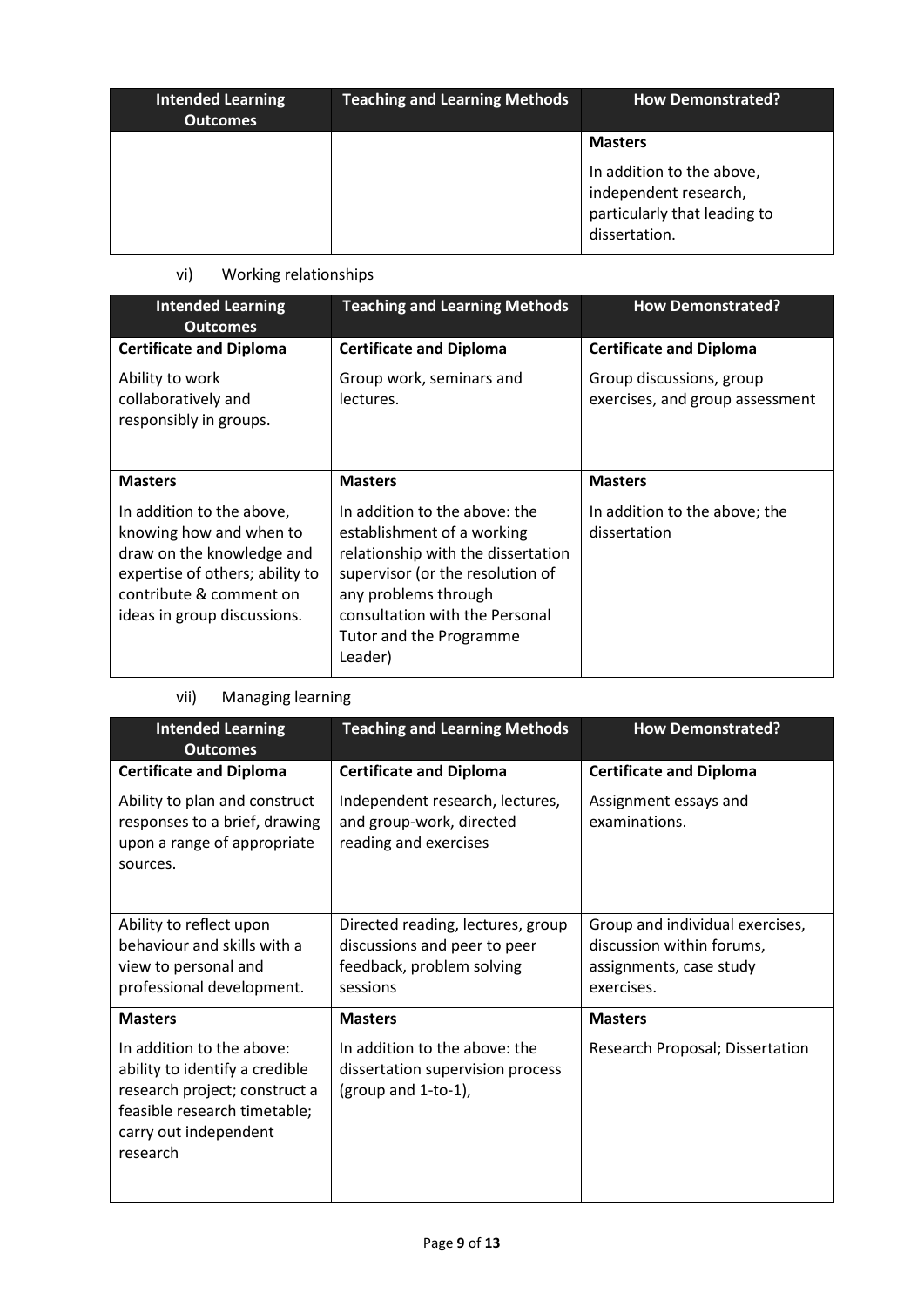| Intended Learning Outcomes | Teaching and Learning Methods | How Demonstrated? |
|---|---|---|
| | | **Masters**<br><br>In addition to the above, independent research, particularly that leading to dissertation. |

vi) Working relationships

| Intended Learning Outcomes | Teaching and Learning Methods | How Demonstrated? |
|---|---|---|
| **Certificate and Diploma**<br><br>Ability to work collaboratively and responsibly in groups. | **Certificate and Diploma**<br><br>Group work, seminars and lectures. | **Certificate and Diploma**<br><br>Group discussions, group exercises, and group assessment |
| **Masters**<br><br>In addition to the above, knowing how and when to draw on the knowledge and expertise of others; ability to contribute & comment on ideas in group discussions. | **Masters**<br><br>In addition to the above: the establishment of a working relationship with the dissertation supervisor (or the resolution of any problems through consultation with the Personal Tutor and the Programme Leader) | **Masters**<br><br>In addition to the above; the dissertation |

vii) Managing learning

| Intended Learning Outcomes | Teaching and Learning Methods | How Demonstrated? |
|---|---|---|
| **Certificate and Diploma**<br><br>Ability to plan and construct responses to a brief, drawing upon a range of appropriate sources. | **Certificate and Diploma**<br><br>Independent research, lectures, and group-work, directed reading and exercises | **Certificate and Diploma**<br><br>Assignment essays and examinations. |
| Ability to reflect upon behaviour and skills with a view to personal and professional development. | Directed reading, lectures, group discussions and peer to peer feedback, problem solving sessions | Group and individual exercises, discussion within forums, assignments, case study exercises. |
| **Masters**<br><br>In addition to the above: ability to identify a credible research project; construct a feasible research timetable; carry out independent research | **Masters**<br><br>In addition to the above: the dissertation supervision process (group and 1-to-1), | **Masters**<br><br>Research Proposal; Dissertation |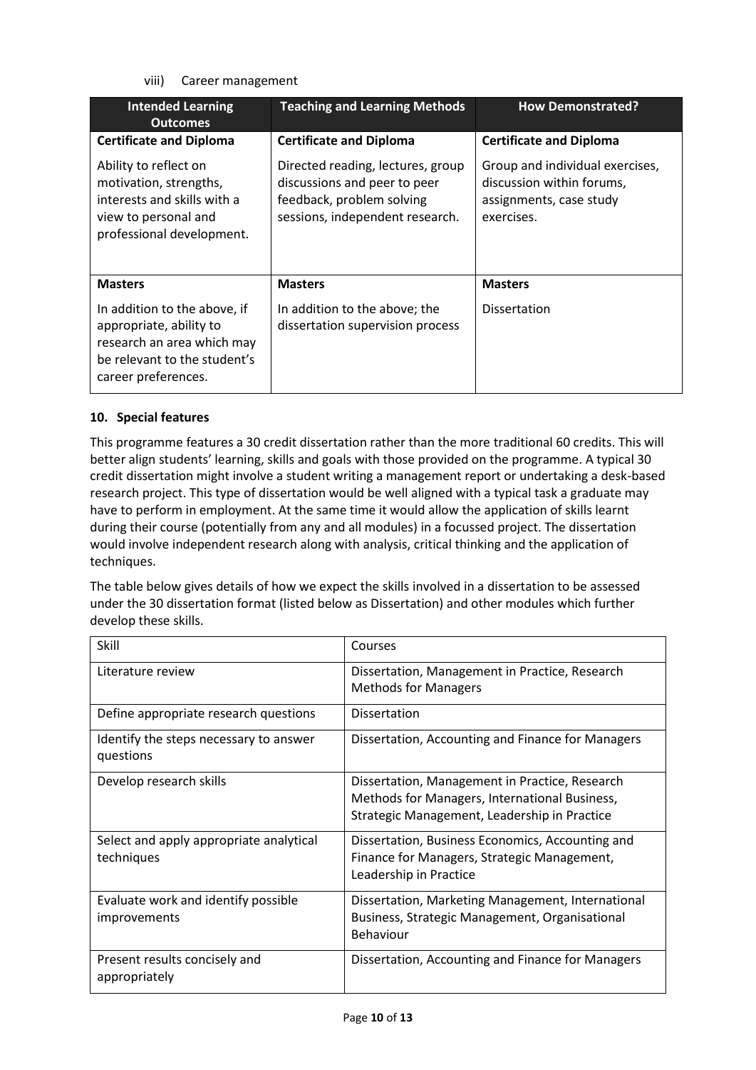viii) Career management

| Intended Learning Outcomes | Teaching and Learning Methods | How Demonstrated? |
| --- | --- | --- |
| **Certificate and Diploma** | **Certificate and Diploma** | **Certificate and Diploma** |
| Ability to reflect on motivation, strengths, interests and skills with a view to personal and professional development. | Directed reading, lectures, group discussions and peer to peer feedback, problem solving sessions, independent research. | Group and individual exercises, discussion within forums, assignments, case study exercises. |
| **Masters** | **Masters** | **Masters** |
| In addition to the above, if appropriate, ability to research an area which may be relevant to the student's career preferences. | In addition to the above; the dissertation supervision process | Dissertation |

### 10. Special features

This programme features a 30 credit dissertation rather than the more traditional 60 credits. This will better align students' learning, skills and goals with those provided on the programme. A typical 30 credit dissertation might involve a student writing a management report or undertaking a desk-based research project. This type of dissertation would be well aligned with a typical task a graduate may have to perform in employment. At the same time it would allow the application of skills learnt during their course (potentially from any and all modules) in a focussed project. The dissertation would involve independent research along with analysis, critical thinking and the application of techniques.

The table below gives details of how we expect the skills involved in a dissertation to be assessed under the 30 dissertation format (listed below as Dissertation) and other modules which further develop these skills.

| Skill | Courses |
| --- | --- |
| Literature review | Dissertation, Management in Practice, Research Methods for Managers |
| Define appropriate research questions | Dissertation |
| Identify the steps necessary to answer questions | Dissertation, Accounting and Finance for Managers |
| Develop research skills | Dissertation, Management in Practice, Research Methods for Managers, International Business, Strategic Management, Leadership in Practice |
| Select and apply appropriate analytical techniques | Dissertation, Business Economics, Accounting and Finance for Managers, Strategic Management, Leadership in Practice |
| Evaluate work and identify possible improvements | Dissertation, Marketing Management, International Business, Strategic Management, Organisational Behaviour |
| Present results concisely and appropriately | Dissertation, Accounting and Finance for Managers |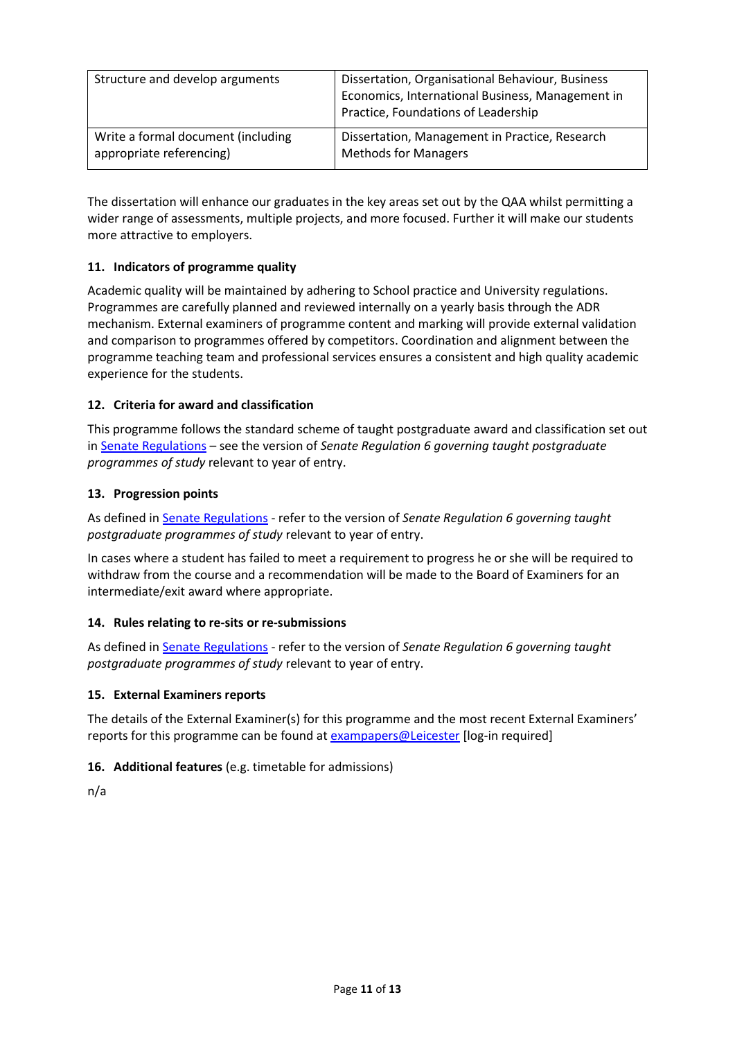| Structure and develop arguments | Dissertation, Organisational Behaviour, Business Economics, International Business, Management in Practice, Foundations of Leadership |
|---|---|
| Write a formal document (including appropriate referencing) | Dissertation, Management in Practice, Research Methods for Managers |

The dissertation will enhance our graduates in the key areas set out by the QAA whilst permitting a wider range of assessments, multiple projects, and more focused. Further it will make our students more attractive to employers.

### 11. Indicators of programme quality

Academic quality will be maintained by adhering to School practice and University regulations. Programmes are carefully planned and reviewed internally on a yearly basis through the ADR mechanism. External examiners of programme content and marking will provide external validation and comparison to programmes offered by competitors. Coordination and alignment between the programme teaching team and professional services ensures a consistent and high quality academic experience for the students.

### 12. Criteria for award and classification

This programme follows the standard scheme of taught postgraduate award and classification set out in Senate Regulations – see the version of *Senate Regulation 6 governing taught postgraduate programmes of study* relevant to year of entry.

### 13. Progression points

As defined in Senate Regulations - refer to the version of *Senate Regulation 6 governing taught postgraduate programmes of study* relevant to year of entry.

In cases where a student has failed to meet a requirement to progress he or she will be required to withdraw from the course and a recommendation will be made to the Board of Examiners for an intermediate/exit award where appropriate.

### 14. Rules relating to re-sits or re-submissions

As defined in Senate Regulations - refer to the version of *Senate Regulation 6 governing taught postgraduate programmes of study* relevant to year of entry.

### 15. External Examiners reports

The details of the External Examiner(s) for this programme and the most recent External Examiners' reports for this programme can be found at exampapers@Leicester [log-in required]

### 16. Additional features (e.g. timetable for admissions)

n/a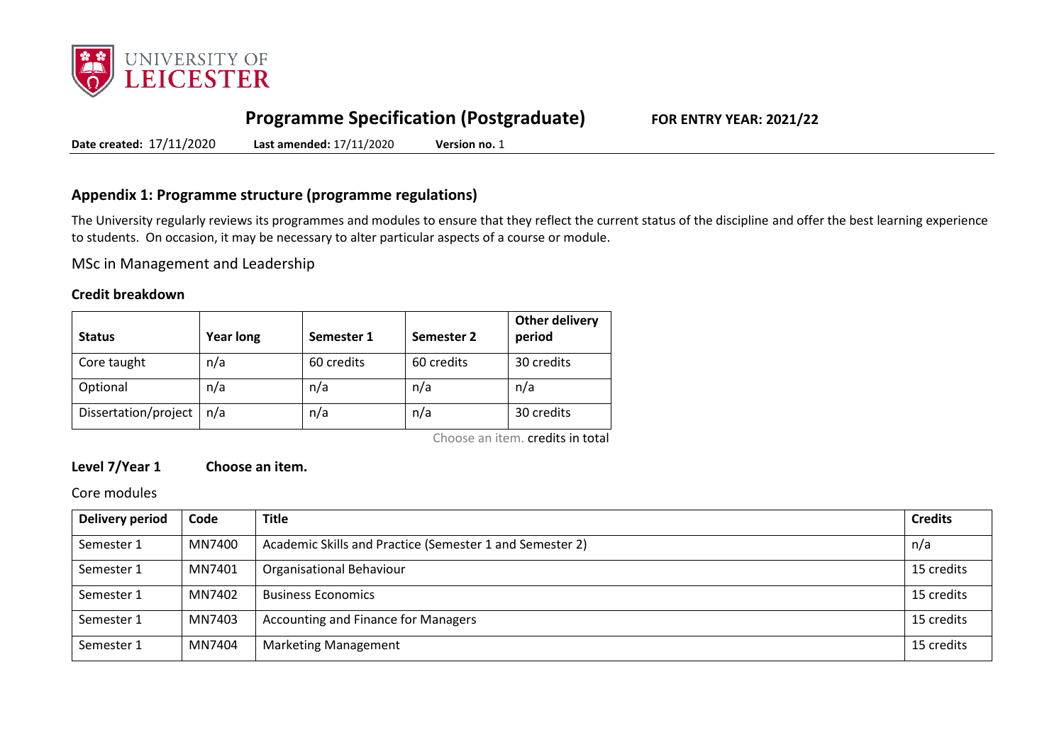# Programme Specification (Postgraduate)

**FOR ENTRY YEAR: 2021/22**

**Date created:** 17/11/2020 **Last amended:** 17/11/2020 **Version no.** 1

## Appendix 1: Programme structure (programme regulations)

The University regularly reviews its programmes and modules to ensure that they reflect the current status of the discipline and offer the best learning experience to students. On occasion, it may be necessary to alter particular aspects of a course or module.

MSc in Management and Leadership

### Credit breakdown

| Status | Year long | Semester 1 | Semester 2 | Other delivery period |
|---|---|---|---|---|
| Core taught | n/a | 60 credits | 60 credits | 30 credits |
| Optional | n/a | n/a | n/a | n/a |
| Dissertation/project | n/a | n/a | n/a | 30 credits |

Choose an item. credits in total

**Level 7/Year 1** **Choose an item.**

Core modules

| Delivery period | Code | Title | Credits |
|---|---|---|---|
| Semester 1 | MN7400 | Academic Skills and Practice (Semester 1 and Semester 2) | n/a |
| Semester 1 | MN7401 | Organisational Behaviour | 15 credits |
| Semester 1 | MN7402 | Business Economics | 15 credits |
| Semester 1 | MN7403 | Accounting and Finance for Managers | 15 credits |
| Semester 1 | MN7404 | Marketing Management | 15 credits |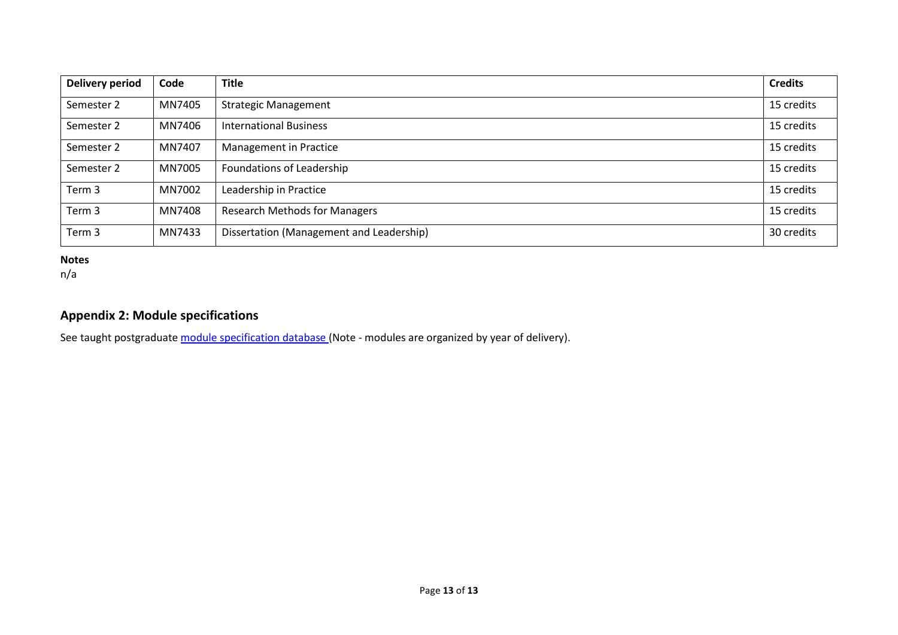| Delivery period | Code | Title | Credits |
|---|---|---|---|
| Semester 2 | MN7405 | Strategic Management | 15 credits |
| Semester 2 | MN7406 | International Business | 15 credits |
| Semester 2 | MN7407 | Management in Practice | 15 credits |
| Semester 2 | MN7005 | Foundations of Leadership | 15 credits |
| Term 3 | MN7002 | Leadership in Practice | 15 credits |
| Term 3 | MN7408 | Research Methods for Managers | 15 credits |
| Term 3 | MN7433 | Dissertation (Management and Leadership) | 30 credits |

**Notes**

n/a

## Appendix 2: Module specifications

See taught postgraduate module specification database (Note - modules are organized by year of delivery).